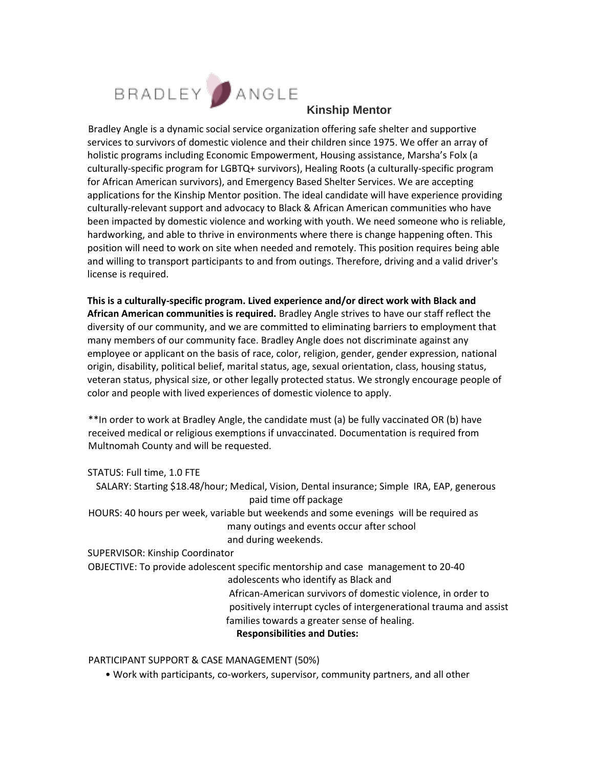BRADLEY ANGLE

# Kinship Mentor

Bradley Angle is a dynamic social service organization offering safe shelter and supportive services to survivors of domestic violence and their children since 1975. We offer an array of holistic programs including Economic Empowerment, Housing assistance, Marsha's Folx (a culturally-specific program for LGBTQ+ survivors), Healing Roots (a culturally-specific program for African American survivors), and Emergency Based Shelter Services. We are accepting applications for the Kinship Mentor position. The ideal candidate will have experience providing culturally-relevant support and advocacy to Black & African American communities who have been impacted by domestic violence and working with youth. We need someone who is reliable, hardworking, and able to thrive in environments where there is change happening often. This position will need to work on site when needed and remotely. This position requires being able and willing to transport participants to and from outings. Therefore, driving and a valid driver's license is required.

**This is a culturally-specific program. Lived experience and/or direct work with Black and African American communities is required.** Bradley Angle strives to have our staff reflect the diversity of our community, and we are committed to eliminating barriers to employment that many members of our community face. Bradley Angle does not discriminate against any employee or applicant on the basis of race, color, religion, gender, gender expression, national origin, disability, political belief, marital status, age, sexual orientation, class, housing status, veteran status, physical size, or other legally protected status. We strongly encourage people of color and people with lived experiences of domestic violence to apply.

**In order to work at Bradley Angle, the candidate must (a) be fully vaccinated OR (b) have received medical or religious exemptions if unvaccinated. Documentation is required from Multnomah County and will be requested.

STATUS: Full time, 1.0 FTE

SALARY: Starting $18.48/hour; Medical, Vision, Dental insurance; Simple IRA, EAP, generous paid time off package

HOURS: 40 hours per week, variable but weekends and some evenings will be required as many outings and events occur after school and during weekends.

SUPERVISOR: Kinship Coordinator

OBJECTIVE: To provide adolescent specific mentorship and case management to 20-40 adolescents who identify as Black and African-American survivors of domestic violence, in order to positively interrupt cycles of intergenerational trauma and assist families towards a greater sense of healing.

**Responsibilities and Duties:**

PARTICIPANT SUPPORT & CASE MANAGEMENT (50%)

- Work with participants, co-workers, supervisor, community partners, and all other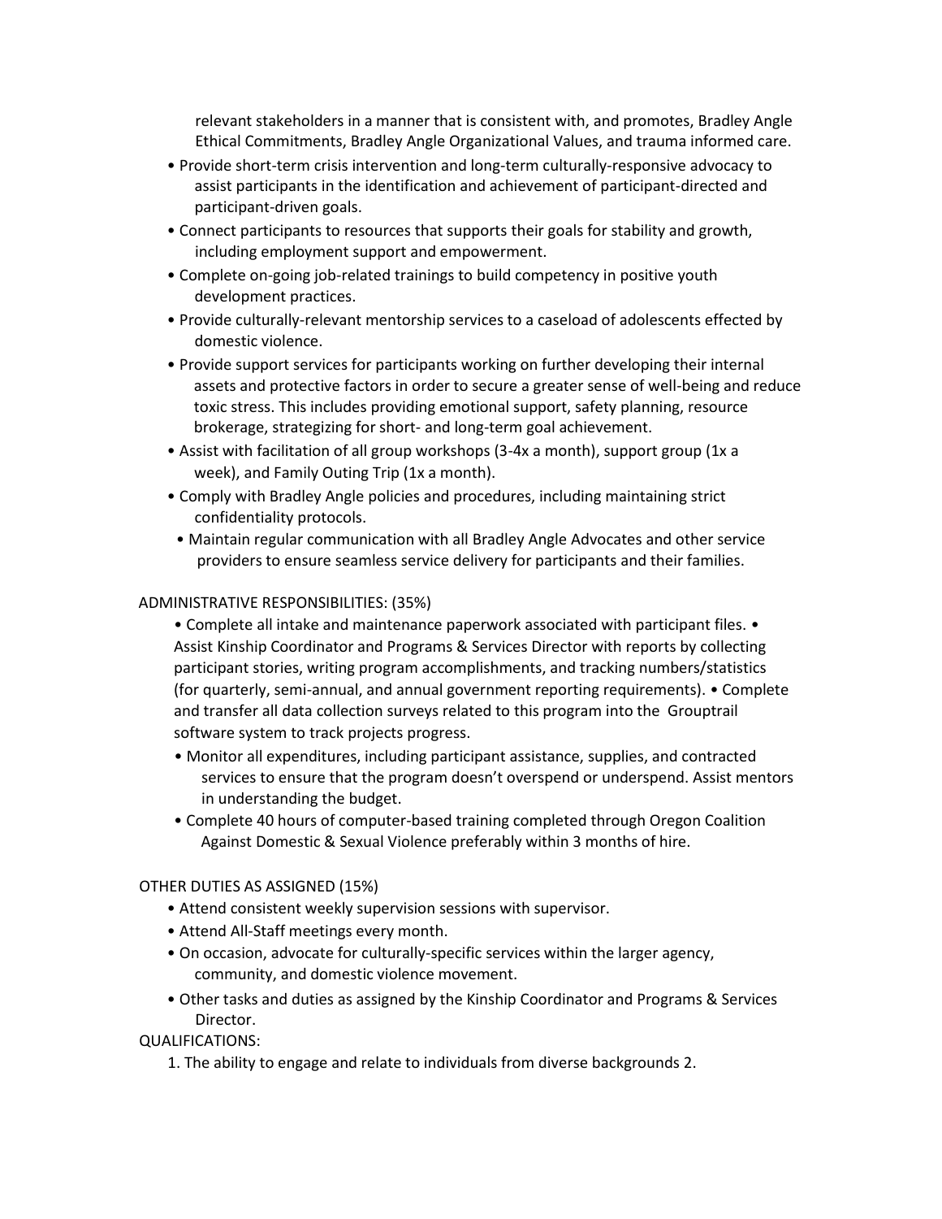relevant stakeholders in a manner that is consistent with, and promotes, Bradley Angle Ethical Commitments, Bradley Angle Organizational Values, and trauma informed care.

- Provide short-term crisis intervention and long-term culturally-responsive advocacy to assist participants in the identification and achievement of participant-directed and participant-driven goals.
- Connect participants to resources that supports their goals for stability and growth, including employment support and empowerment.
- Complete on-going job-related trainings to build competency in positive youth development practices.
- Provide culturally-relevant mentorship services to a caseload of adolescents effected by domestic violence.
- Provide support services for participants working on further developing their internal assets and protective factors in order to secure a greater sense of well-being and reduce toxic stress. This includes providing emotional support, safety planning, resource brokerage, strategizing for short- and long-term goal achievement.
- Assist with facilitation of all group workshops (3-4x a month), support group (1x a week), and Family Outing Trip (1x a month).
- Comply with Bradley Angle policies and procedures, including maintaining strict confidentiality protocols.
- Maintain regular communication with all Bradley Angle Advocates and other service providers to ensure seamless service delivery for participants and their families.

ADMINISTRATIVE RESPONSIBILITIES: (35%)

- Complete all intake and maintenance paperwork associated with participant files. • Assist Kinship Coordinator and Programs & Services Director with reports by collecting participant stories, writing program accomplishments, and tracking numbers/statistics (for quarterly, semi-annual, and annual government reporting requirements). • Complete and transfer all data collection surveys related to this program into the Grouptrail software system to track projects progress.
- Monitor all expenditures, including participant assistance, supplies, and contracted services to ensure that the program doesn't overspend or underspend. Assist mentors in understanding the budget.
- Complete 40 hours of computer-based training completed through Oregon Coalition Against Domestic & Sexual Violence preferably within 3 months of hire.

OTHER DUTIES AS ASSIGNED (15%)

- Attend consistent weekly supervision sessions with supervisor.
- Attend All-Staff meetings every month.
- On occasion, advocate for culturally-specific services within the larger agency, community, and domestic violence movement.
- Other tasks and duties as assigned by the Kinship Coordinator and Programs & Services Director.

QUALIFICATIONS:

1. The ability to engage and relate to individuals from diverse backgrounds 2.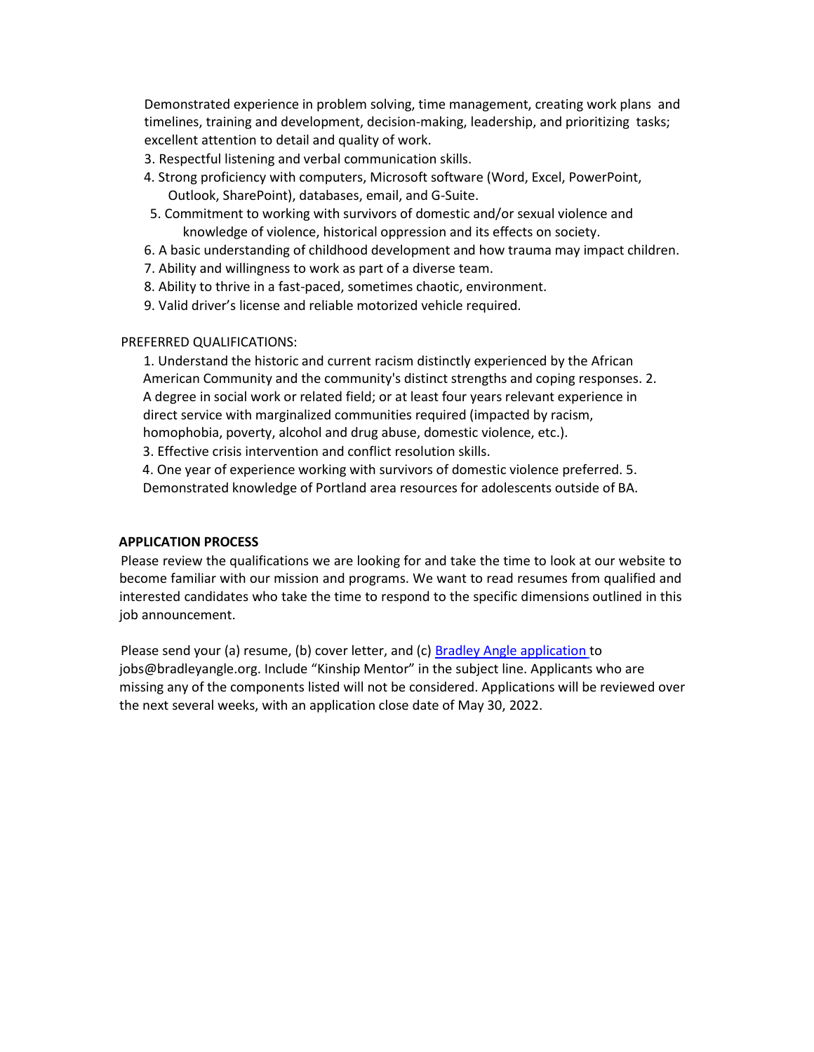Demonstrated experience in problem solving, time management, creating work plans and timelines, training and development, decision-making, leadership, and prioritizing tasks; excellent attention to detail and quality of work.

3. Respectful listening and verbal communication skills.
4. Strong proficiency with computers, Microsoft software (Word, Excel, PowerPoint, Outlook, SharePoint), databases, email, and G-Suite.
5. Commitment to working with survivors of domestic and/or sexual violence and knowledge of violence, historical oppression and its effects on society.
6. A basic understanding of childhood development and how trauma may impact children.
7. Ability and willingness to work as part of a diverse team.
8. Ability to thrive in a fast-paced, sometimes chaotic, environment.
9. Valid driver's license and reliable motorized vehicle required.

PREFERRED QUALIFICATIONS:

1. Understand the historic and current racism distinctly experienced by the African American Community and the community's distinct strengths and coping responses.
2. A degree in social work or related field; or at least four years relevant experience in direct service with marginalized communities required (impacted by racism, homophobia, poverty, alcohol and drug abuse, domestic violence, etc.).
3. Effective crisis intervention and conflict resolution skills.
4. One year of experience working with survivors of domestic violence preferred.
5. Demonstrated knowledge of Portland area resources for adolescents outside of BA.

**APPLICATION PROCESS**

Please review the qualifications we are looking for and take the time to look at our website to become familiar with our mission and programs. We want to read resumes from qualified and interested candidates who take the time to respond to the specific dimensions outlined in this job announcement.

Please send your (a) resume, (b) cover letter, and (c) Bradley Angle application to jobs@bradleyangle.org. Include "Kinship Mentor" in the subject line. Applicants who are missing any of the components listed will not be considered. Applications will be reviewed over the next several weeks, with an application close date of May 30, 2022.